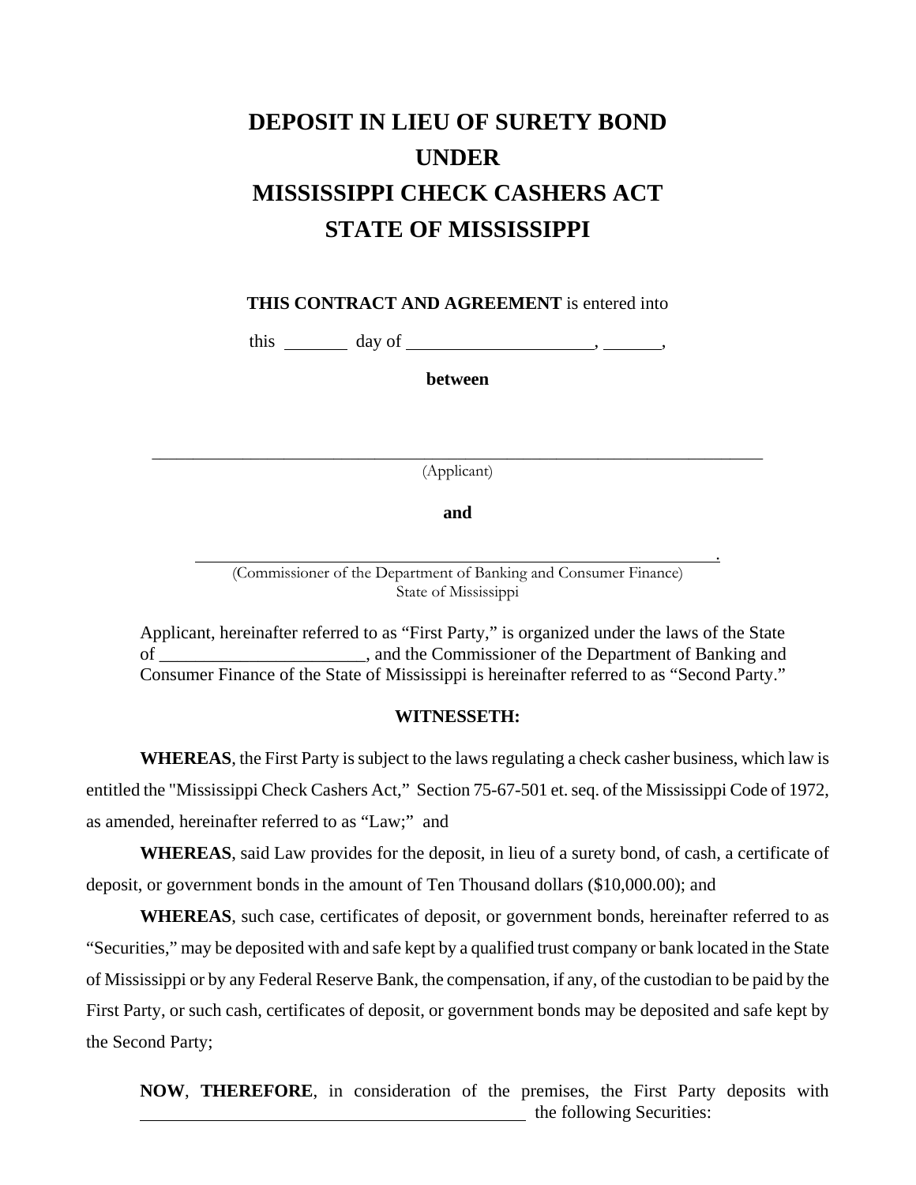# DEPOSIT IN LIEU OF SURETY BOND UNDER MISSISSIPPI CHECK CASHERS ACT STATE OF MISSISSIPPI

**THIS CONTRACT AND AGREEMENT** is entered into

this _______ day of ____________________, ______,

**between**

______________________________________________________________________
(Applicant)

**and**

____________________________________________________________.
(Commissioner of the Department of Banking and Consumer Finance)
State of Mississippi

Applicant, hereinafter referred to as "First Party," is organized under the laws of the State of _______________________, and the Commissioner of the Department of Banking and Consumer Finance of the State of Mississippi is hereinafter referred to as "Second Party."

**WITNESSETH:**

**WHEREAS**, the First Party is subject to the laws regulating a check casher business, which law is entitled the "Mississippi Check Cashers Act," Section 75-67-501 et. seq. of the Mississippi Code of 1972, as amended, hereinafter referred to as "Law;" and

**WHEREAS**, said Law provides for the deposit, in lieu of a surety bond, of cash, a certificate of deposit, or government bonds in the amount of Ten Thousand dollars ($10,000.00); and

**WHEREAS**, such case, certificates of deposit, or government bonds, hereinafter referred to as "Securities," may be deposited with and safe kept by a qualified trust company or bank located in the State of Mississippi or by any Federal Reserve Bank, the compensation, if any, of the custodian to be paid by the First Party, or such cash, certificates of deposit, or government bonds may be deposited and safe kept by the Second Party;

**NOW**, **THEREFORE**, in consideration of the premises, the First Party deposits with _____________________________________________ the following Securities: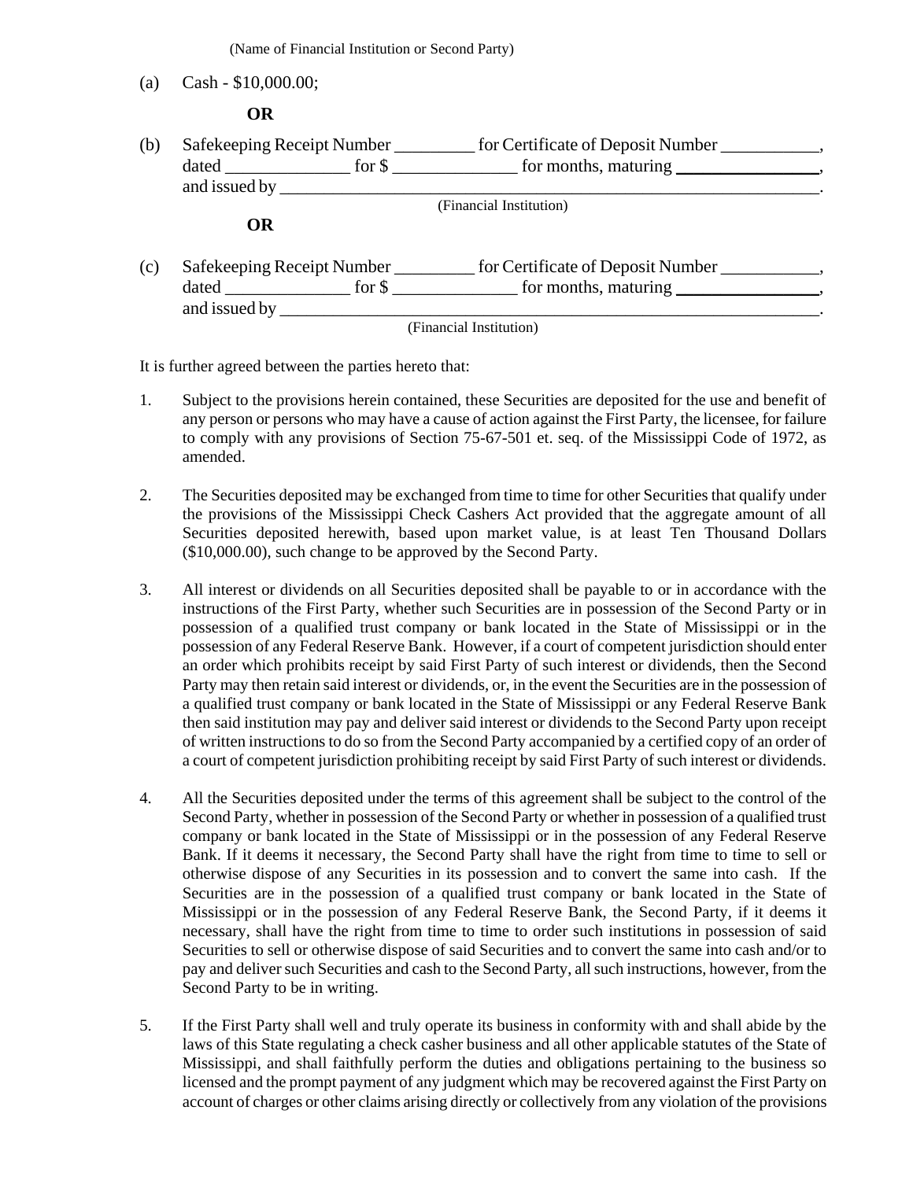(Name of Financial Institution or Second Party)

(a) Cash - $10,000.00;

**OR**

(b) Safekeeping Receipt Number _________ for Certificate of Deposit Number ___________, dated ______________ for $ ______________ for months, maturing ________________, and issued by _______________________________________________________________.
(Financial Institution)

**OR**

(c) Safekeeping Receipt Number _________ for Certificate of Deposit Number ___________, dated ______________ for $ ______________ for months, maturing ________________, and issued by _______________________________________________________________.
(Financial Institution)

It is further agreed between the parties hereto that:

1. Subject to the provisions herein contained, these Securities are deposited for the use and benefit of any person or persons who may have a cause of action against the First Party, the licensee, for failure to comply with any provisions of Section 75-67-501 et. seq. of the Mississippi Code of 1972, as amended.

2. The Securities deposited may be exchanged from time to time for other Securities that qualify under the provisions of the Mississippi Check Cashers Act provided that the aggregate amount of all Securities deposited herewith, based upon market value, is at least Ten Thousand Dollars ($10,000.00), such change to be approved by the Second Party.

3. All interest or dividends on all Securities deposited shall be payable to or in accordance with the instructions of the First Party, whether such Securities are in possession of the Second Party or in possession of a qualified trust company or bank located in the State of Mississippi or in the possession of any Federal Reserve Bank. However, if a court of competent jurisdiction should enter an order which prohibits receipt by said First Party of such interest or dividends, then the Second Party may then retain said interest or dividends, or, in the event the Securities are in the possession of a qualified trust company or bank located in the State of Mississippi or any Federal Reserve Bank then said institution may pay and deliver said interest or dividends to the Second Party upon receipt of written instructions to do so from the Second Party accompanied by a certified copy of an order of a court of competent jurisdiction prohibiting receipt by said First Party of such interest or dividends.

4. All the Securities deposited under the terms of this agreement shall be subject to the control of the Second Party, whether in possession of the Second Party or whether in possession of a qualified trust company or bank located in the State of Mississippi or in the possession of any Federal Reserve Bank. If it deems it necessary, the Second Party shall have the right from time to time to sell or otherwise dispose of any Securities in its possession and to convert the same into cash. If the Securities are in the possession of a qualified trust company or bank located in the State of Mississippi or in the possession of any Federal Reserve Bank, the Second Party, if it deems it necessary, shall have the right from time to time to order such institutions in possession of said Securities to sell or otherwise dispose of said Securities and to convert the same into cash and/or to pay and deliver such Securities and cash to the Second Party, all such instructions, however, from the Second Party to be in writing.

5. If the First Party shall well and truly operate its business in conformity with and shall abide by the laws of this State regulating a check casher business and all other applicable statutes of the State of Mississippi, and shall faithfully perform the duties and obligations pertaining to the business so licensed and the prompt payment of any judgment which may be recovered against the First Party on account of charges or other claims arising directly or collectively from any violation of the provisions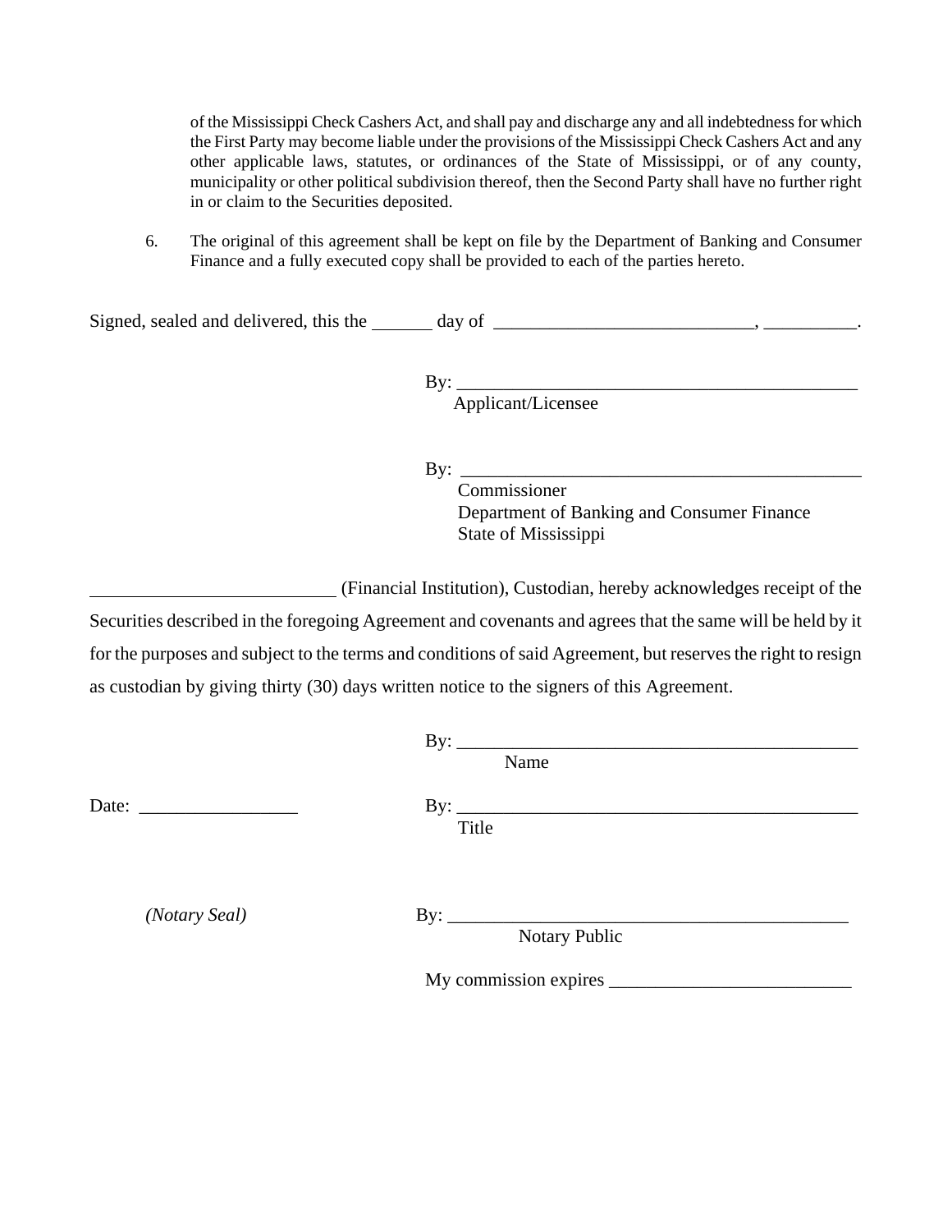of the Mississippi Check Cashers Act, and shall pay and discharge any and all indebtedness for which the First Party may become liable under the provisions of the Mississippi Check Cashers Act and any other applicable laws, statutes, or ordinances of the State of Mississippi, or of any county, municipality or other political subdivision thereof, then the Second Party shall have no further right in or claim to the Securities deposited.

6. The original of this agreement shall be kept on file by the Department of Banking and Consumer Finance and a fully executed copy shall be provided to each of the parties hereto.

Signed, sealed and delivered, this the _______ day of _____________________________, __________.

By: _____________________________________________
Applicant/Licensee

By: _____________________________________________
Commissioner
Department of Banking and Consumer Finance
State of Mississippi

__________________________ (Financial Institution), Custodian, hereby acknowledges receipt of the Securities described in the foregoing Agreement and covenants and agrees that the same will be held by it for the purposes and subject to the terms and conditions of said Agreement, but reserves the right to resign as custodian by giving thirty (30) days written notice to the signers of this Agreement.

By: _____________________________________________
Name

Date: _________________

By: _____________________________________________
Title

*(Notary Seal)*

By: _____________________________________________
Notary Public

My commission expires __________________________